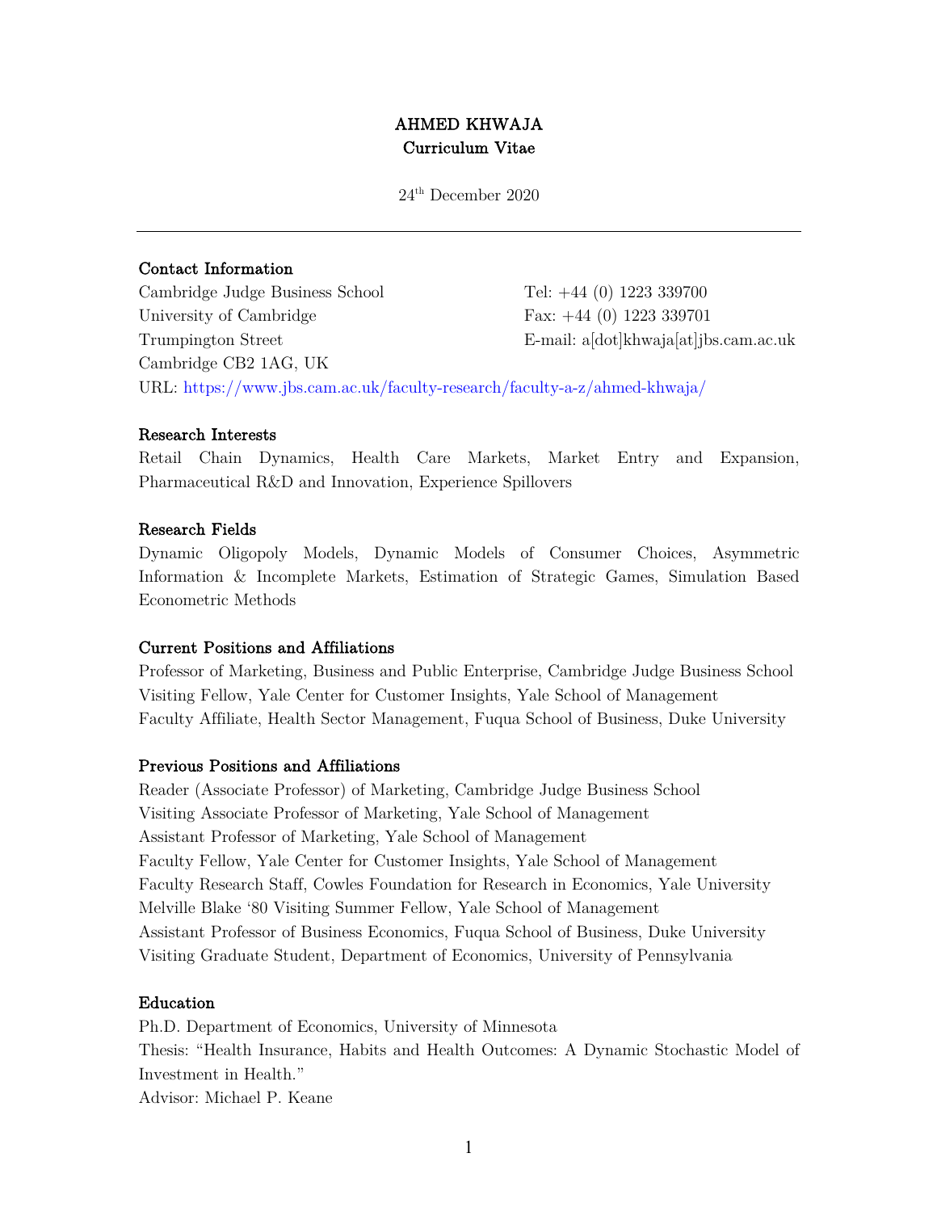# AHMED KHWAJA
## Curriculum Vitae

24th December 2020

---

### Contact Information

Cambridge Judge Business School
University of Cambridge
Trumpington Street
Cambridge CB2 1AG, UK

Tel: +44 (0) 1223 339700
Fax: +44 (0) 1223 339701
E-mail: a[dot]khwaja[at]jbs.cam.ac.uk

URL: https://www.jbs.cam.ac.uk/faculty-research/faculty-a-z/ahmed-khwaja/

### Research Interests

Retail Chain Dynamics, Health Care Markets, Market Entry and Expansion, Pharmaceutical R&D and Innovation, Experience Spillovers

### Research Fields

Dynamic Oligopoly Models, Dynamic Models of Consumer Choices, Asymmetric Information & Incomplete Markets, Estimation of Strategic Games, Simulation Based Econometric Methods

### Current Positions and Affiliations

Professor of Marketing, Business and Public Enterprise, Cambridge Judge Business School
Visiting Fellow, Yale Center for Customer Insights, Yale School of Management
Faculty Affiliate, Health Sector Management, Fuqua School of Business, Duke University

### Previous Positions and Affiliations

Reader (Associate Professor) of Marketing, Cambridge Judge Business School
Visiting Associate Professor of Marketing, Yale School of Management
Assistant Professor of Marketing, Yale School of Management
Faculty Fellow, Yale Center for Customer Insights, Yale School of Management
Faculty Research Staff, Cowles Foundation for Research in Economics, Yale University
Melville Blake '80 Visiting Summer Fellow, Yale School of Management
Assistant Professor of Business Economics, Fuqua School of Business, Duke University
Visiting Graduate Student, Department of Economics, University of Pennsylvania

### Education

Ph.D. Department of Economics, University of Minnesota
Thesis: "Health Insurance, Habits and Health Outcomes: A Dynamic Stochastic Model of Investment in Health."
Advisor: Michael P. Keane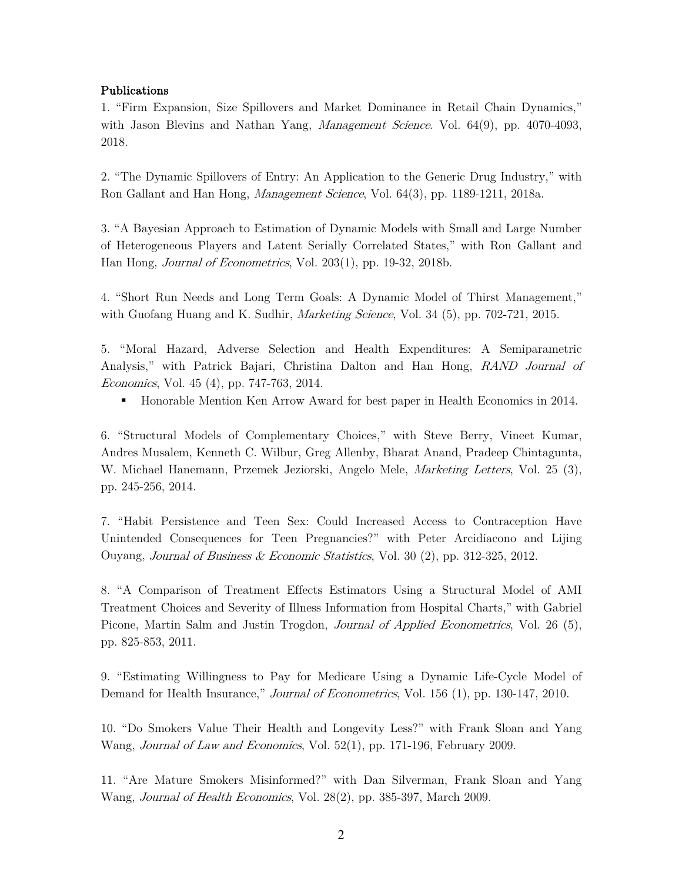**Publications**

1. "Firm Expansion, Size Spillovers and Market Dominance in Retail Chain Dynamics," with Jason Blevins and Nathan Yang, *Management Science*. Vol. 64(9), pp. 4070-4093, 2018.

2. "The Dynamic Spillovers of Entry: An Application to the Generic Drug Industry," with Ron Gallant and Han Hong, *Management Science*, Vol. 64(3), pp. 1189-1211, 2018a.

3. "A Bayesian Approach to Estimation of Dynamic Models with Small and Large Number of Heterogeneous Players and Latent Serially Correlated States," with Ron Gallant and Han Hong, *Journal of Econometrics*, Vol. 203(1), pp. 19-32, 2018b.

4. "Short Run Needs and Long Term Goals: A Dynamic Model of Thirst Management," with Guofang Huang and K. Sudhir, *Marketing Science*, Vol. 34 (5), pp. 702-721, 2015.

5. "Moral Hazard, Adverse Selection and Health Expenditures: A Semiparametric Analysis," with Patrick Bajari, Christina Dalton and Han Hong, *RAND Journal of Economics*, Vol. 45 (4), pp. 747-763, 2014.
   - Honorable Mention Ken Arrow Award for best paper in Health Economics in 2014.

6. "Structural Models of Complementary Choices," with Steve Berry, Vineet Kumar, Andres Musalem, Kenneth C. Wilbur, Greg Allenby, Bharat Anand, Pradeep Chintagunta, W. Michael Hanemann, Przemek Jeziorski, Angelo Mele, *Marketing Letters*, Vol. 25 (3), pp. 245-256, 2014.

7. "Habit Persistence and Teen Sex: Could Increased Access to Contraception Have Unintended Consequences for Teen Pregnancies?" with Peter Arcidiacono and Lijing Ouyang, *Journal of Business & Economic Statistics*, Vol. 30 (2), pp. 312-325, 2012.

8. "A Comparison of Treatment Effects Estimators Using a Structural Model of AMI Treatment Choices and Severity of Illness Information from Hospital Charts," with Gabriel Picone, Martin Salm and Justin Trogdon, *Journal of Applied Econometrics*, Vol. 26 (5), pp. 825-853, 2011.

9. "Estimating Willingness to Pay for Medicare Using a Dynamic Life-Cycle Model of Demand for Health Insurance," *Journal of Econometrics*, Vol. 156 (1), pp. 130-147, 2010.

10. "Do Smokers Value Their Health and Longevity Less?" with Frank Sloan and Yang Wang, *Journal of Law and Economics*, Vol. 52(1), pp. 171-196, February 2009.

11. "Are Mature Smokers Misinformed?" with Dan Silverman, Frank Sloan and Yang Wang, *Journal of Health Economics*, Vol. 28(2), pp. 385-397, March 2009.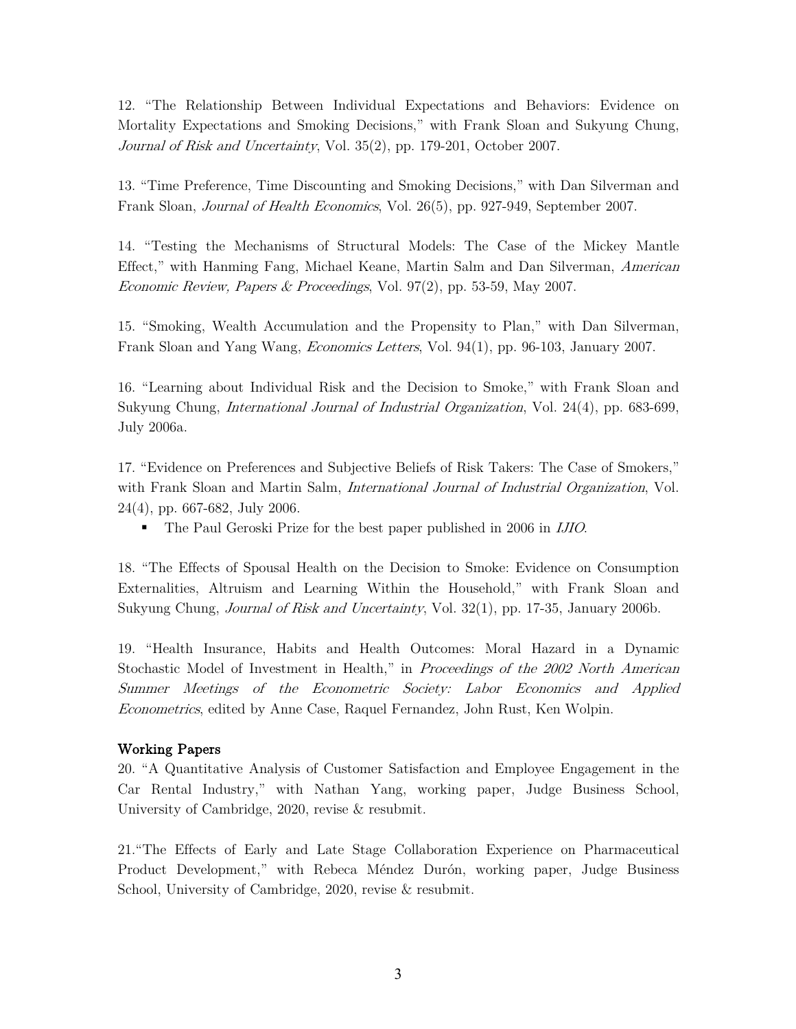12. "The Relationship Between Individual Expectations and Behaviors: Evidence on Mortality Expectations and Smoking Decisions," with Frank Sloan and Sukyung Chung, *Journal of Risk and Uncertainty*, Vol. 35(2), pp. 179-201, October 2007.

13. "Time Preference, Time Discounting and Smoking Decisions," with Dan Silverman and Frank Sloan, *Journal of Health Economics*, Vol. 26(5), pp. 927-949, September 2007.

14. "Testing the Mechanisms of Structural Models: The Case of the Mickey Mantle Effect," with Hanming Fang, Michael Keane, Martin Salm and Dan Silverman, *American Economic Review, Papers & Proceedings*, Vol. 97(2), pp. 53-59, May 2007.

15. "Smoking, Wealth Accumulation and the Propensity to Plan," with Dan Silverman, Frank Sloan and Yang Wang, *Economics Letters*, Vol. 94(1), pp. 96-103, January 2007.

16. "Learning about Individual Risk and the Decision to Smoke," with Frank Sloan and Sukyung Chung, *International Journal of Industrial Organization*, Vol. 24(4), pp. 683-699, July 2006a.

17. "Evidence on Preferences and Subjective Beliefs of Risk Takers: The Case of Smokers," with Frank Sloan and Martin Salm, *International Journal of Industrial Organization*, Vol. 24(4), pp. 667-682, July 2006.

- The Paul Geroski Prize for the best paper published in 2006 in *IJIO*.

18. "The Effects of Spousal Health on the Decision to Smoke: Evidence on Consumption Externalities, Altruism and Learning Within the Household," with Frank Sloan and Sukyung Chung, *Journal of Risk and Uncertainty*, Vol. 32(1), pp. 17-35, January 2006b.

19. "Health Insurance, Habits and Health Outcomes: Moral Hazard in a Dynamic Stochastic Model of Investment in Health," in *Proceedings of the 2002 North American Summer Meetings of the Econometric Society: Labor Economics and Applied Econometrics*, edited by Anne Case, Raquel Fernandez, John Rust, Ken Wolpin.

## Working Papers

20. "A Quantitative Analysis of Customer Satisfaction and Employee Engagement in the Car Rental Industry," with Nathan Yang, working paper, Judge Business School, University of Cambridge, 2020, revise & resubmit.

21. "The Effects of Early and Late Stage Collaboration Experience on Pharmaceutical Product Development," with Rebeca Méndez Durón, working paper, Judge Business School, University of Cambridge, 2020, revise & resubmit.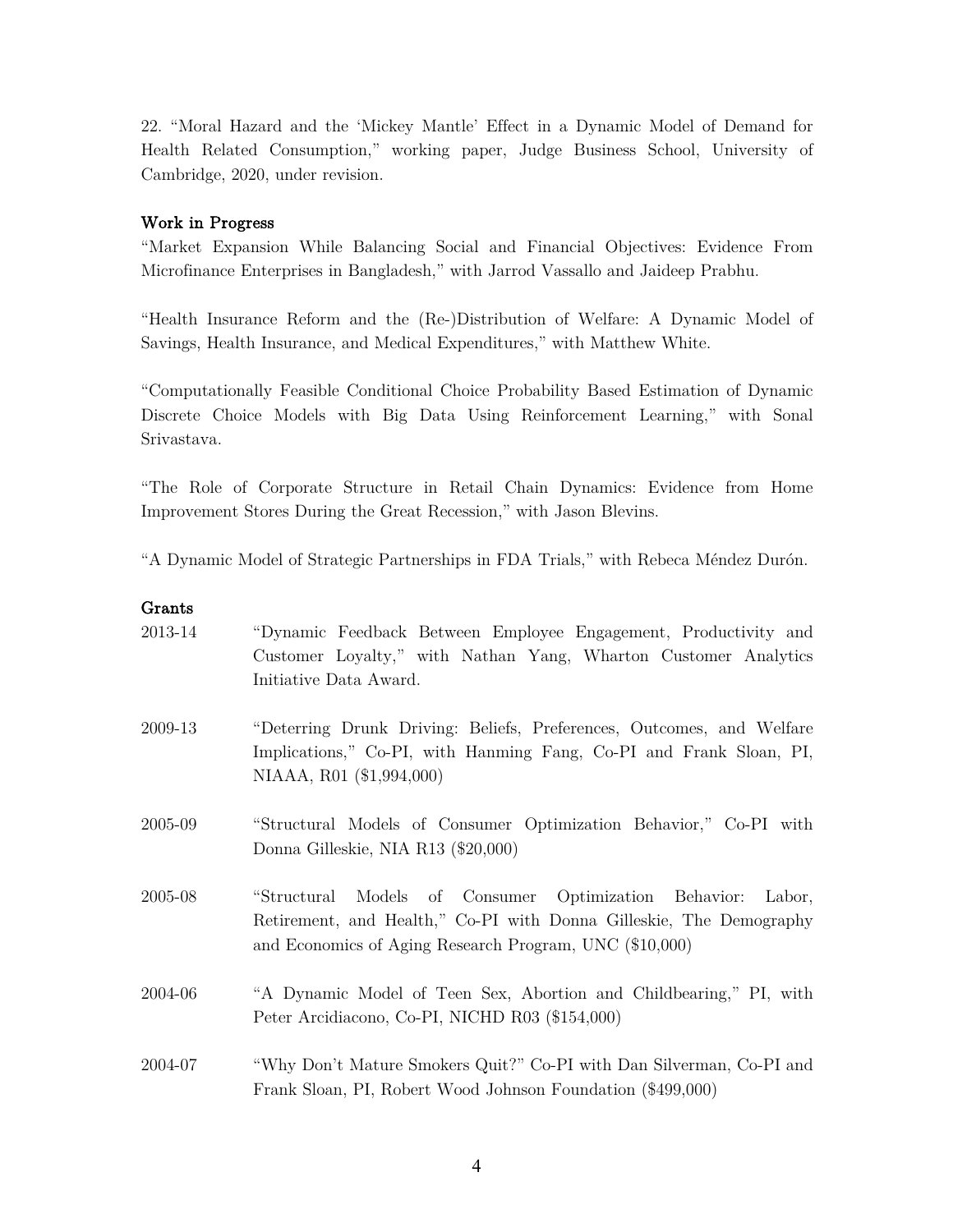22. "Moral Hazard and the 'Mickey Mantle' Effect in a Dynamic Model of Demand for Health Related Consumption," working paper, Judge Business School, University of Cambridge, 2020, under revision.

### Work in Progress

"Market Expansion While Balancing Social and Financial Objectives: Evidence From Microfinance Enterprises in Bangladesh," with Jarrod Vassallo and Jaideep Prabhu.

"Health Insurance Reform and the (Re-)Distribution of Welfare: A Dynamic Model of Savings, Health Insurance, and Medical Expenditures," with Matthew White.

"Computationally Feasible Conditional Choice Probability Based Estimation of Dynamic Discrete Choice Models with Big Data Using Reinforcement Learning," with Sonal Srivastava.

"The Role of Corporate Structure in Retail Chain Dynamics: Evidence from Home Improvement Stores During the Great Recession," with Jason Blevins.

"A Dynamic Model of Strategic Partnerships in FDA Trials," with Rebeca Méndez Durón.

### Grants

2013-14 — "Dynamic Feedback Between Employee Engagement, Productivity and Customer Loyalty," with Nathan Yang, Wharton Customer Analytics Initiative Data Award.

2009-13 — "Deterring Drunk Driving: Beliefs, Preferences, Outcomes, and Welfare Implications," Co-PI, with Hanming Fang, Co-PI and Frank Sloan, PI, NIAAA, R01 ($1,994,000)

2005-09 — "Structural Models of Consumer Optimization Behavior," Co-PI with Donna Gilleskie, NIA R13 ($20,000)

2005-08 — "Structural Models of Consumer Optimization Behavior: Labor, Retirement, and Health," Co-PI with Donna Gilleskie, The Demography and Economics of Aging Research Program, UNC ($10,000)

2004-06 — "A Dynamic Model of Teen Sex, Abortion and Childbearing," PI, with Peter Arcidiacono, Co-PI, NICHD R03 ($154,000)

2004-07 — "Why Don't Mature Smokers Quit?" Co-PI with Dan Silverman, Co-PI and Frank Sloan, PI, Robert Wood Johnson Foundation ($499,000)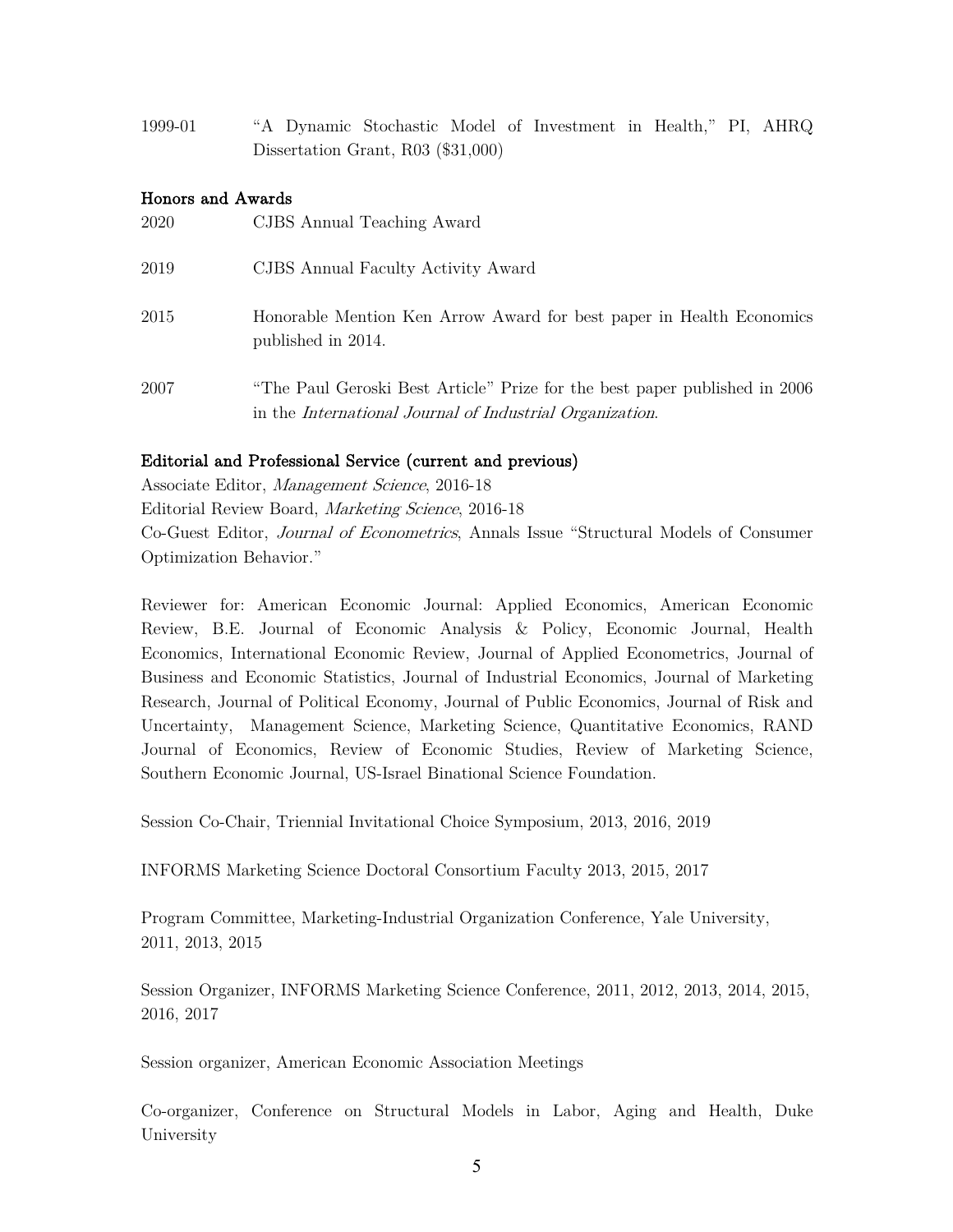1999-01 "A Dynamic Stochastic Model of Investment in Health," PI, AHRQ Dissertation Grant, R03 ($31,000)

### Honors and Awards

2020 CJBS Annual Teaching Award

2019 CJBS Annual Faculty Activity Award

2015 Honorable Mention Ken Arrow Award for best paper in Health Economics published in 2014.

2007 "The Paul Geroski Best Article" Prize for the best paper published in 2006 in the *International Journal of Industrial Organization*.

### Editorial and Professional Service (current and previous)

Associate Editor, *Management Science*, 2016-18
Editorial Review Board, *Marketing Science*, 2016-18
Co-Guest Editor, *Journal of Econometrics*, Annals Issue "Structural Models of Consumer Optimization Behavior."

Reviewer for: American Economic Journal: Applied Economics, American Economic Review, B.E. Journal of Economic Analysis & Policy, Economic Journal, Health Economics, International Economic Review, Journal of Applied Econometrics, Journal of Business and Economic Statistics, Journal of Industrial Economics, Journal of Marketing Research, Journal of Political Economy, Journal of Public Economics, Journal of Risk and Uncertainty, Management Science, Marketing Science, Quantitative Economics, RAND Journal of Economics, Review of Economic Studies, Review of Marketing Science, Southern Economic Journal, US-Israel Binational Science Foundation.

Session Co-Chair, Triennial Invitational Choice Symposium, 2013, 2016, 2019

INFORMS Marketing Science Doctoral Consortium Faculty 2013, 2015, 2017

Program Committee, Marketing-Industrial Organization Conference, Yale University, 2011, 2013, 2015

Session Organizer, INFORMS Marketing Science Conference, 2011, 2012, 2013, 2014, 2015, 2016, 2017

Session organizer, American Economic Association Meetings

Co-organizer, Conference on Structural Models in Labor, Aging and Health, Duke University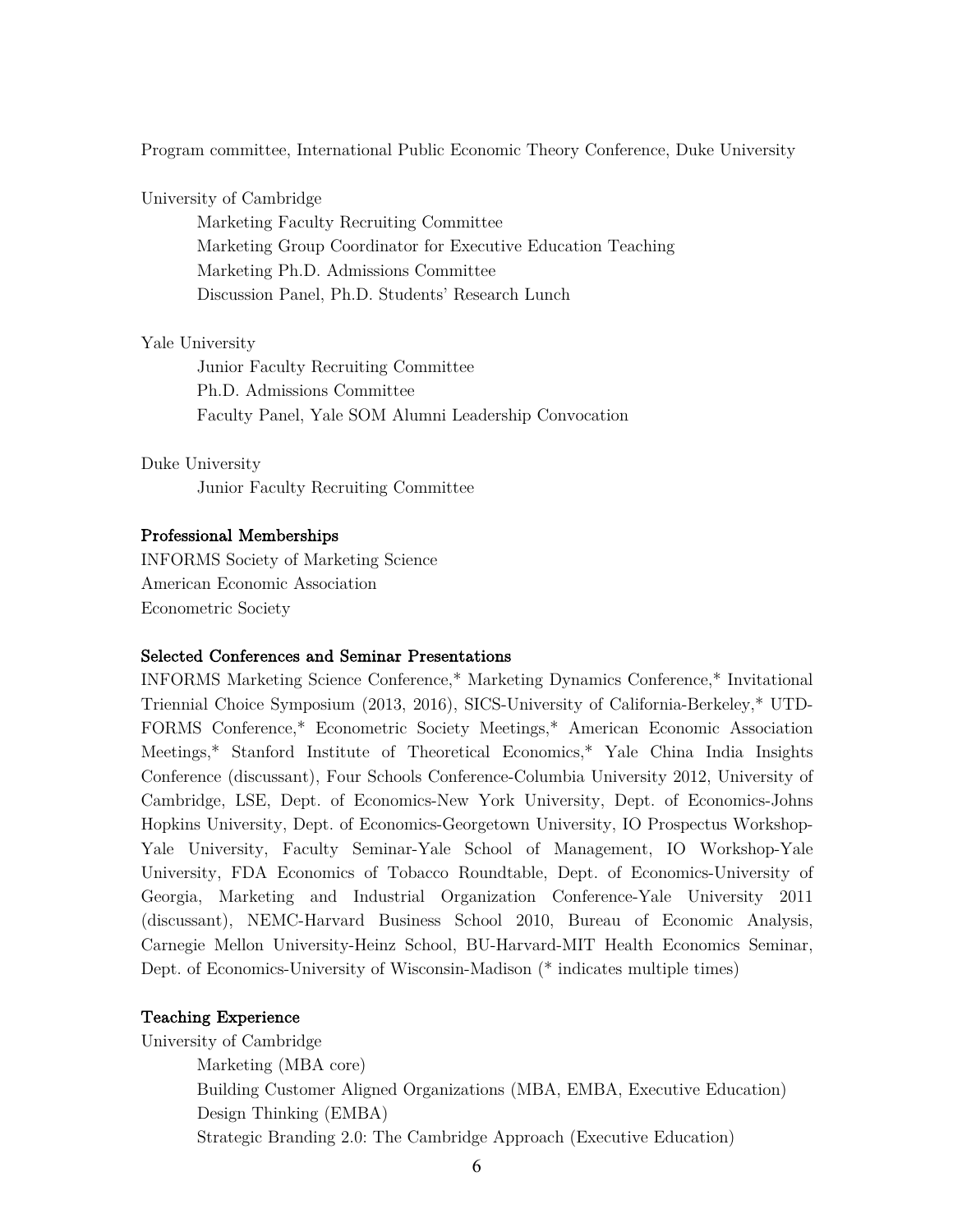Program committee, International Public Economic Theory Conference, Duke University

University of Cambridge

- Marketing Faculty Recruiting Committee
- Marketing Group Coordinator for Executive Education Teaching
- Marketing Ph.D. Admissions Committee
- Discussion Panel, Ph.D. Students' Research Lunch

Yale University

- Junior Faculty Recruiting Committee
- Ph.D. Admissions Committee
- Faculty Panel, Yale SOM Alumni Leadership Convocation

Duke University

- Junior Faculty Recruiting Committee

## Professional Memberships

INFORMS Society of Marketing Science
American Economic Association
Econometric Society

## Selected Conferences and Seminar Presentations

INFORMS Marketing Science Conference,* Marketing Dynamics Conference,* Invitational Triennial Choice Symposium (2013, 2016), SICS-University of California-Berkeley,* UTD-FORMS Conference,* Econometric Society Meetings,* American Economic Association Meetings,* Stanford Institute of Theoretical Economics,* Yale China India Insights Conference (discussant), Four Schools Conference-Columbia University 2012, University of Cambridge, LSE, Dept. of Economics-New York University, Dept. of Economics-Johns Hopkins University, Dept. of Economics-Georgetown University, IO Prospectus Workshop-Yale University, Faculty Seminar-Yale School of Management, IO Workshop-Yale University, FDA Economics of Tobacco Roundtable, Dept. of Economics-University of Georgia, Marketing and Industrial Organization Conference-Yale University 2011 (discussant), NEMC-Harvard Business School 2010, Bureau of Economic Analysis, Carnegie Mellon University-Heinz School, BU-Harvard-MIT Health Economics Seminar, Dept. of Economics-University of Wisconsin-Madison (* indicates multiple times)

## Teaching Experience

University of Cambridge

- Marketing (MBA core)
- Building Customer Aligned Organizations (MBA, EMBA, Executive Education)
- Design Thinking (EMBA)
- Strategic Branding 2.0: The Cambridge Approach (Executive Education)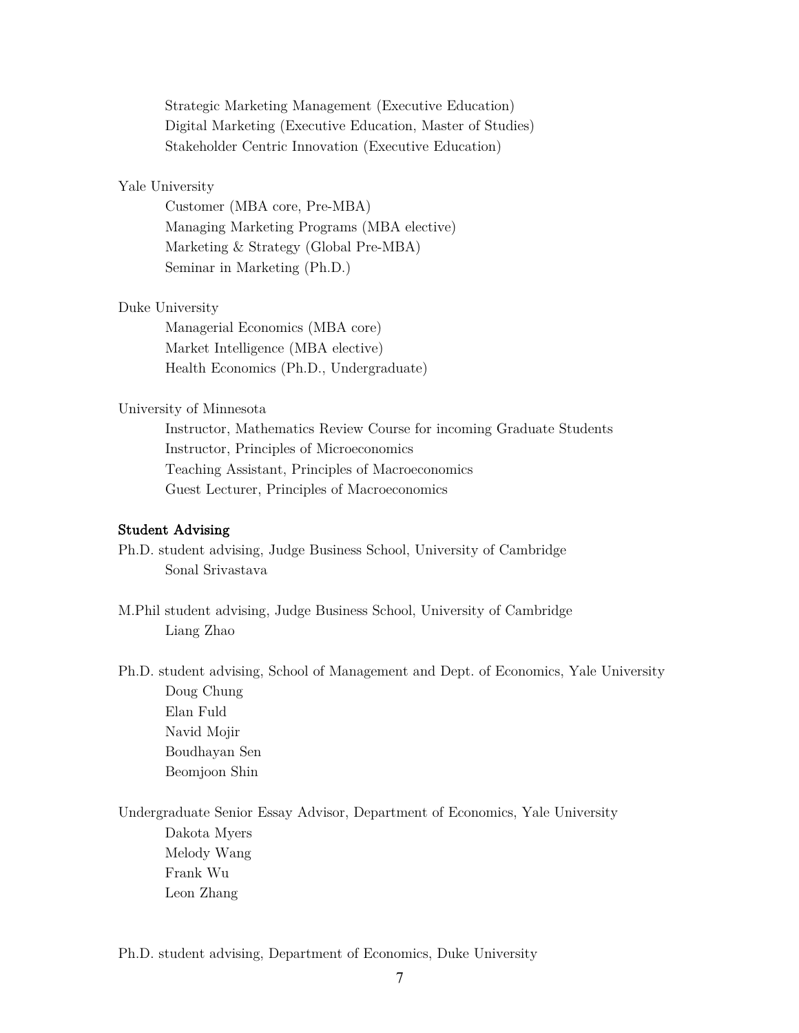Strategic Marketing Management (Executive Education)
Digital Marketing (Executive Education, Master of Studies)
Stakeholder Centric Innovation (Executive Education)

Yale University

- Customer (MBA core, Pre-MBA)
- Managing Marketing Programs (MBA elective)
- Marketing & Strategy (Global Pre-MBA)
- Seminar in Marketing (Ph.D.)

Duke University

- Managerial Economics (MBA core)
- Market Intelligence (MBA elective)
- Health Economics (Ph.D., Undergraduate)

University of Minnesota

- Instructor, Mathematics Review Course for incoming Graduate Students
- Instructor, Principles of Microeconomics
- Teaching Assistant, Principles of Macroeconomics
- Guest Lecturer, Principles of Macroeconomics

**Student Advising**

Ph.D. student advising, Judge Business School, University of Cambridge

- Sonal Srivastava

M.Phil student advising, Judge Business School, University of Cambridge

- Liang Zhao

Ph.D. student advising, School of Management and Dept. of Economics, Yale University

- Doug Chung
- Elan Fuld
- Navid Mojir
- Boudhayan Sen
- Beomjoon Shin

Undergraduate Senior Essay Advisor, Department of Economics, Yale University

- Dakota Myers
- Melody Wang
- Frank Wu
- Leon Zhang

Ph.D. student advising, Department of Economics, Duke University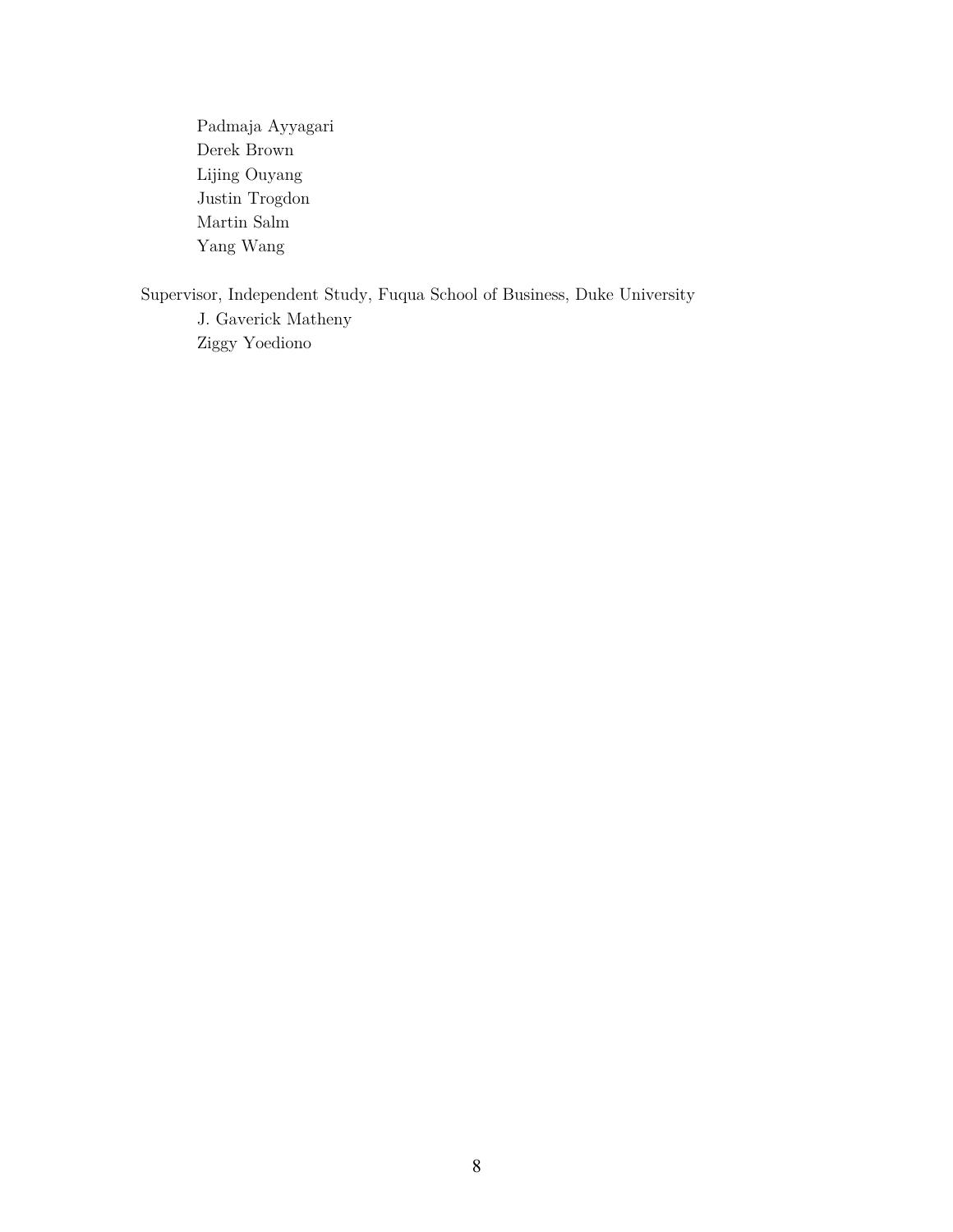Padmaja Ayyagari
Derek Brown
Lijing Ouyang
Justin Trogdon
Martin Salm
Yang Wang

Supervisor, Independent Study, Fuqua School of Business, Duke University
J. Gaverick Matheny
Ziggy Yoediono